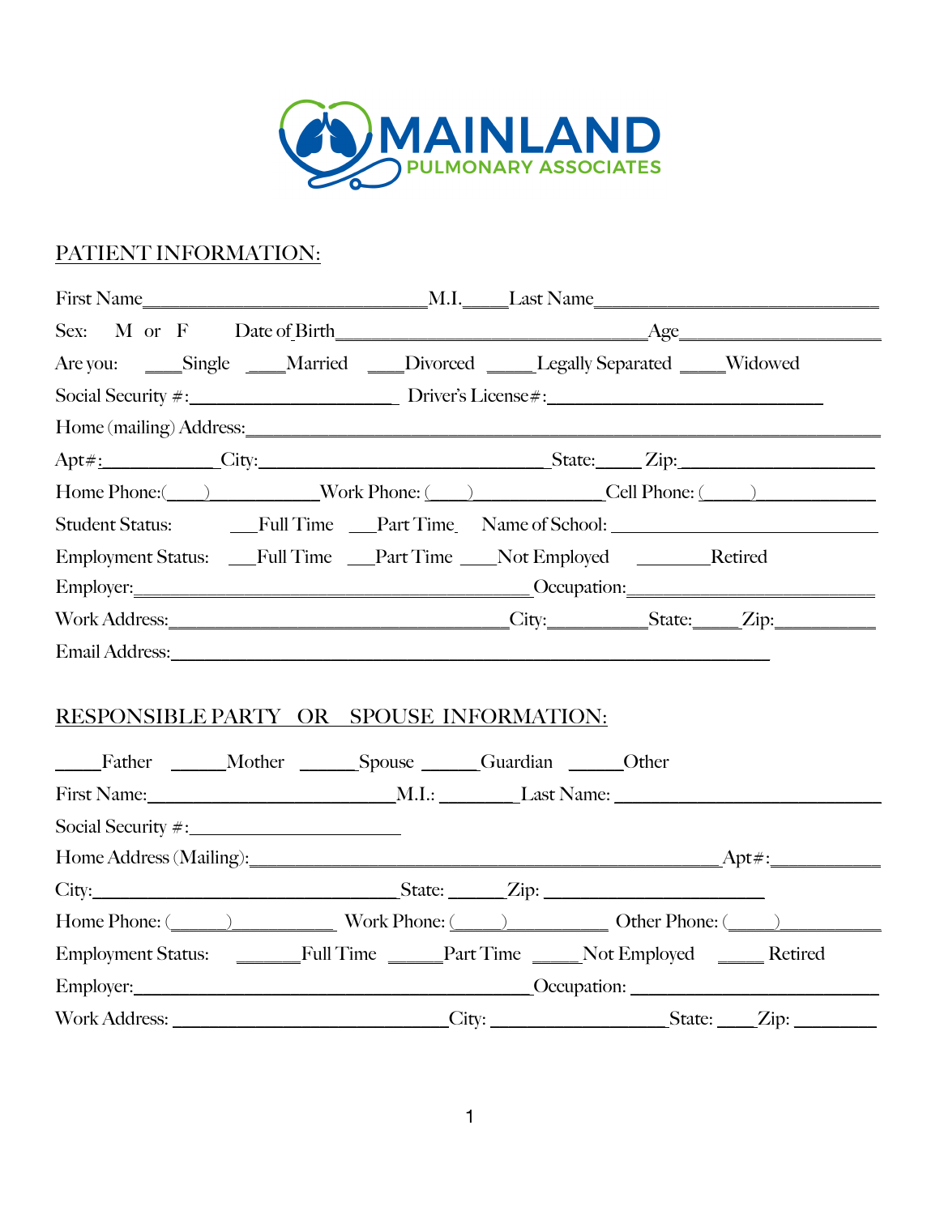MAINLAND
PULMONARY ASSOCIATES

## PATIENT INFORMATION:

First Name_______________________________M.I.____Last Name_______________________________

Sex: M or F Date of Birth_________________________________Age____________________

Are you: ____Single ____Married ____Divorced _____Legally Separated ____Widowed

Social Security #:______________________ Driver's License#:____________________________

Home (mailing) Address:_____________________________________________________________

Apt#:____________City:_______________________________State:_____ Zip:____________________

Home Phone:(____)___________Work Phone: (____)_____________Cell Phone: (_____)____________

Student Status: ___Full Time ___Part Time Name of School: ___________________________

Employment Status: ___Full Time ___Part Time ____Not Employed _______Retired

Employer:__________________________________________Occupation:________________________

Work Address:____________________________________City:__________State:_____Zip:__________

Email Address:________________________________________________________________

## RESPONSIBLE PARTY OR SPOUSE INFORMATION:

_____Father ______Mother ______Spouse ______Guardian ______Other

First Name:__________________________M.I.: ________Last Name: ___________________________

Social Security #:______________________

Home Address (Mailing):___________________________________________________Apt#:___________

City:________________________________State: ______Zip: _______________________

Home Phone: (______)___________ Work Phone: (_____)__________ Other Phone: (_____)__________

Employment Status: _______Full Time ______Part Time _____Not Employed _____ Retired

Employer:__________________________________________Occupation: ___________________________

Work Address: ______________________________City: __________________State: ____Zip: ________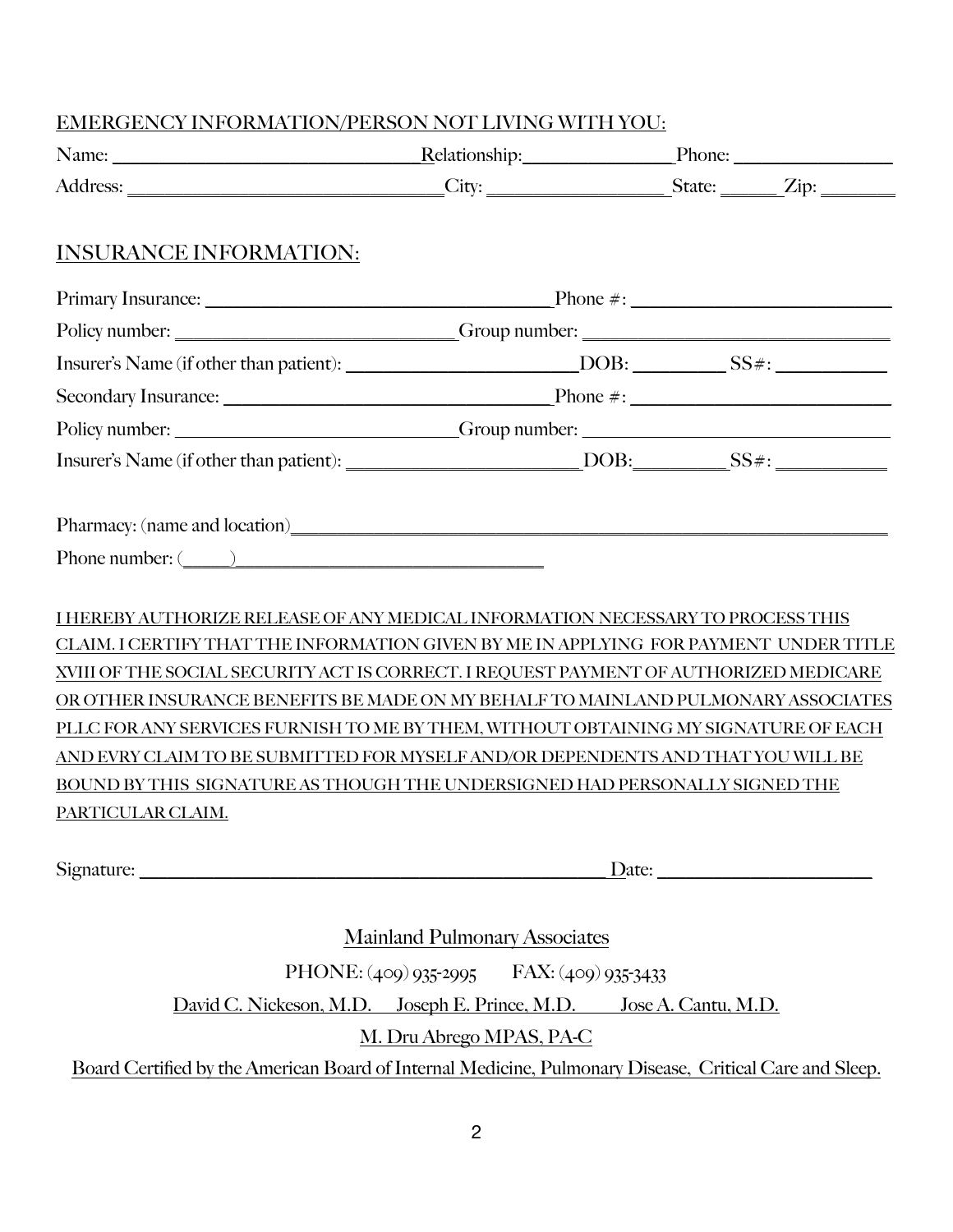EMERGENCY INFORMATION/PERSON NOT LIVING WITH YOU:

Name: ______________________________ Relationship: ________________ Phone: ________________

Address: ______________________________ City: __________________ State: ______ Zip: ________

INSURANCE INFORMATION:

Primary Insurance: ____________________________________ Phone #: __________________________

Policy number: ______________________________ Group number: ______________________________

Insurer's Name (if other than patient): ________________________ DOB: __________ SS#: ___________

Secondary Insurance: ____________________________________ Phone #: __________________________

Policy number: ______________________________ Group number: ______________________________

Insurer's Name (if other than patient): ________________________ DOB: __________ SS#: ___________

Pharmacy: (name and location) ______________________________________________________________

Phone number: (_____) __________________________________

I HEREBY AUTHORIZE RELEASE OF ANY MEDICAL INFORMATION NECESSARY TO PROCESS THIS CLAIM. I CERTIFY THAT THE INFORMATION GIVEN BY ME IN APPLYING FOR PAYMENT UNDER TITLE XVIII OF THE SOCIAL SECURITY ACT IS CORRECT. I REQUEST PAYMENT OF AUTHORIZED MEDICARE OR OTHER INSURANCE BENEFITS BE MADE ON MY BEHALF TO MAINLAND PULMONARY ASSOCIATES PLLC FOR ANY SERVICES FURNISH TO ME BY THEM, WITHOUT OBTAINING MY SIGNATURE OF EACH AND EVRY CLAIM TO BE SUBMITTED FOR MYSELF AND/OR DEPENDENTS AND THAT YOU WILL BE BOUND BY THIS SIGNATURE AS THOUGH THE UNDERSIGNED HAD PERSONALLY SIGNED THE PARTICULAR CLAIM.

Signature: ______________________________________________ Date: ______________________

Mainland Pulmonary Associates

PHONE: (409) 935-2995    FAX: (409) 935-3433

David C. Nickeson, M.D.    Joseph E. Prince, M.D.    Jose A. Cantu, M.D.

M. Dru Abrego MPAS, PA-C

Board Certified by the American Board of Internal Medicine, Pulmonary Disease, Critical Care and Sleep.